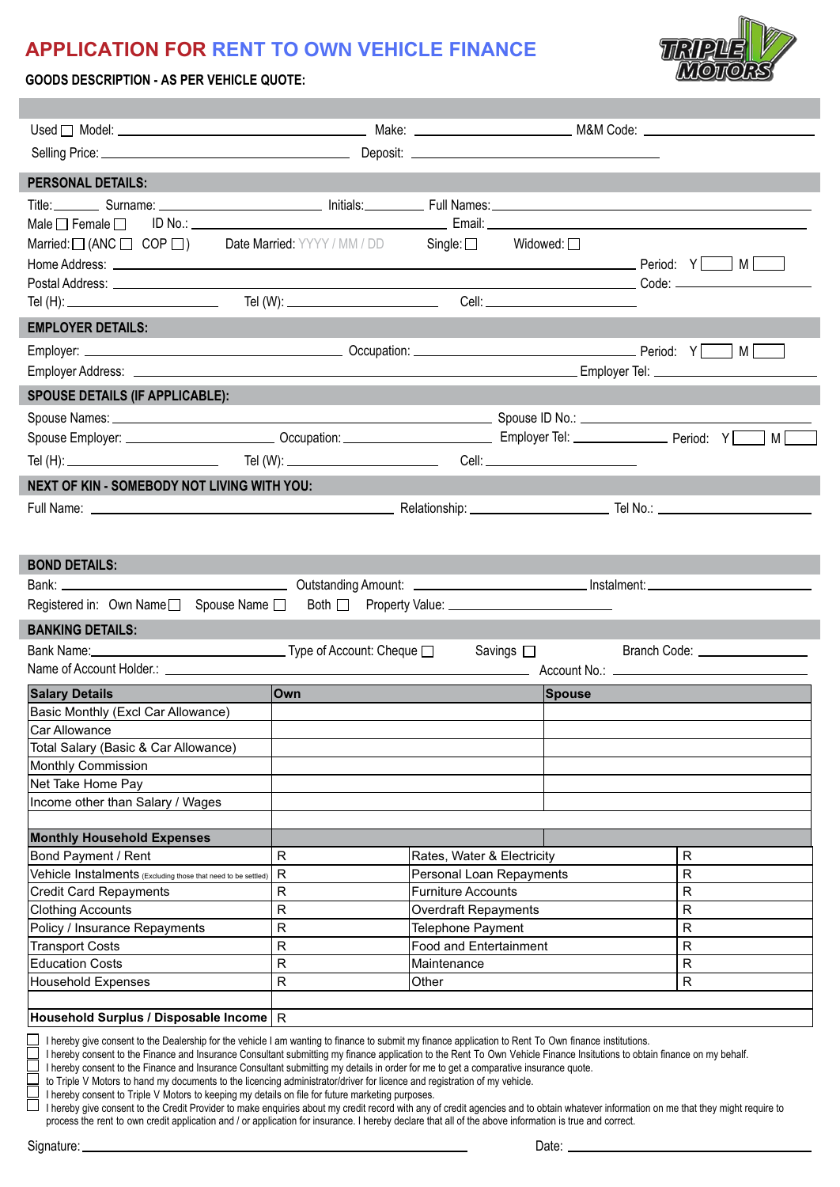# APPLICATION FOR RENT TO OWN VEHICLE FINANCE

TRIPLE V MOTORS

**GOODS DESCRIPTION - AS PER VEHICLE QUOTE:**

Used ☐ Model: ______________________ Make: ______________________ M&M Code: ______________________

Selling Price: ______________________ Deposit: ______________________

## PERSONAL DETAILS:

Title: ________ Surname: ______________________ Initials: ________ Full Names: ______________________

Male ☐ Female ☐ ID No.: ______________________ Email: ______________________

Married: ☐ (ANC ☐ COP ☐) Date Married: YYYY / MM / DD Single: ☐ Widowed: ☐

Home Address: ______________________ Period: Y ☐ M ☐

Postal Address: ______________________ Code: ________

Tel (H): ______________________ Tel (W): ______________________ Cell: ______________________

## EMPLOYER DETAILS:

Employer: ______________________ Occupation: ______________________ Period: Y ☐ M ☐

Employer Address: ______________________ Employer Tel: ______________________

## SPOUSE DETAILS (IF APPLICABLE):

Spouse Names: ______________________ Spouse ID No.: ______________________

Spouse Employer: ______________________ Occupation: ______________________ Employer Tel: ______________________ Period: Y ☐ M ☐

Tel (H): ______________________ Tel (W): ______________________ Cell: ______________________

## NEXT OF KIN - SOMEBODY NOT LIVING WITH YOU:

Full Name: ______________________ Relationship: ______________________ Tel No.: ______________________

## BOND DETAILS:

Bank: ______________________ Outstanding Amount: ______________________ Instalment: ______________________

Registered in: Own Name ☐ Spouse Name ☐ Both ☐ Property Value: ______________________

## BANKING DETAILS:

Bank Name: ______________________ Type of Account: Cheque ☐ Savings ☐ Branch Code: ______________________

Name of Account Holder.: ______________________ Account No.: ______________________

| **Salary Details** | **Own** | **Spouse** |
|---|---|---|
| Basic Monthly (Excl Car Allowance) | | |
| Car Allowance | | |
| Total Salary (Basic & Car Allowance) | | |
| Monthly Commission | | |
| Net Take Home Pay | | |
| Income other than Salary / Wages | | |

| **Monthly Household Expenses** | | | |
|---|---|---|---|
| Bond Payment / Rent | R | Rates, Water & Electricity | R |
| Vehicle Instalments (Excluding those that need to be settled) | R | Personal Loan Repayments | R |
| Credit Card Repayments | R | Furniture Accounts | R |
| Clothing Accounts | R | Overdraft Repayments | R |
| Policy / Insurance Repayments | R | Telephone Payment | R |
| Transport Costs | R | Food and Entertainment | R |
| Education Costs | R | Maintenance | R |
| Household Expenses | R | Other | R |
| | | | |
| **Household Surplus / Disposable Income** | R | | |

☐ I hereby give consent to the Dealership for the vehicle I am wanting to finance to submit my finance application to Rent To Own finance institutions.

☐ I hereby consent to the Finance and Insurance Consultant submitting my finance application to the Rent To Own Vehicle Finance Insitutions to obtain finance on my behalf.

☐ I hereby consent to the Finance and Insurance Consultant submitting my details in order for me to get a comparative insurance quote.

☐ to Triple V Motors to hand my documents to the licencing administrator/driver for licence and registration of my vehicle.

☐ I hereby consent to Triple V Motors to keeping my details on file for future marketing purposes.

☐ I hereby give consent to the Credit Provider to make enquiries about my credit record with any of credit agencies and to obtain whatever information on me that they might require to process the rent to own credit application and / or application for insurance. I hereby declare that all of the above information is true and correct.

Signature: ______________________ Date: ______________________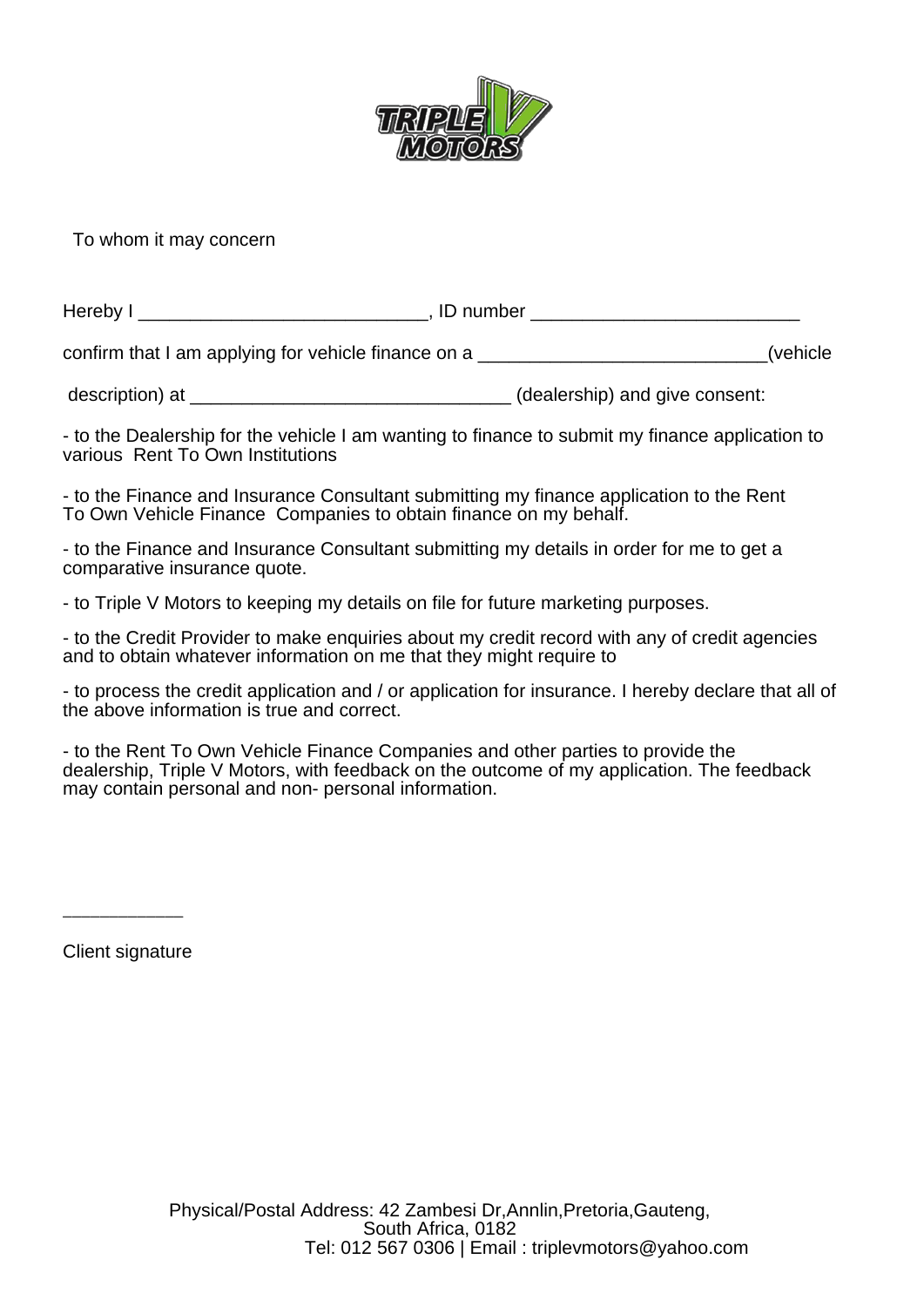To whom it may concern

Hereby I ____________________________, ID number __________________________

confirm that I am applying for vehicle finance on a ____________________________(vehicle

description) at _______________________________ (dealership) and give consent:

- to the Dealership for the vehicle I am wanting to finance to submit my finance application to various Rent To Own Institutions

- to the Finance and Insurance Consultant submitting my finance application to the Rent To Own Vehicle Finance Companies to obtain finance on my behalf.

- to the Finance and Insurance Consultant submitting my details in order for me to get a comparative insurance quote.

- to Triple V Motors to keeping my details on file for future marketing purposes.

- to the Credit Provider to make enquiries about my credit record with any of credit agencies and to obtain whatever information on me that they might require to

- to process the credit application and / or application for insurance. I hereby declare that all of the above information is true and correct.

- to the Rent To Own Vehicle Finance Companies and other parties to provide the dealership, Triple V Motors, with feedback on the outcome of my application. The feedback may contain personal and non- personal information.

___________

Client signature

Physical/Postal Address: 42 Zambesi Dr,Annlin,Pretoria,Gauteng, South Africa, 0182
Tel: 012 567 0306 | Email : triplevmotors@yahoo.com